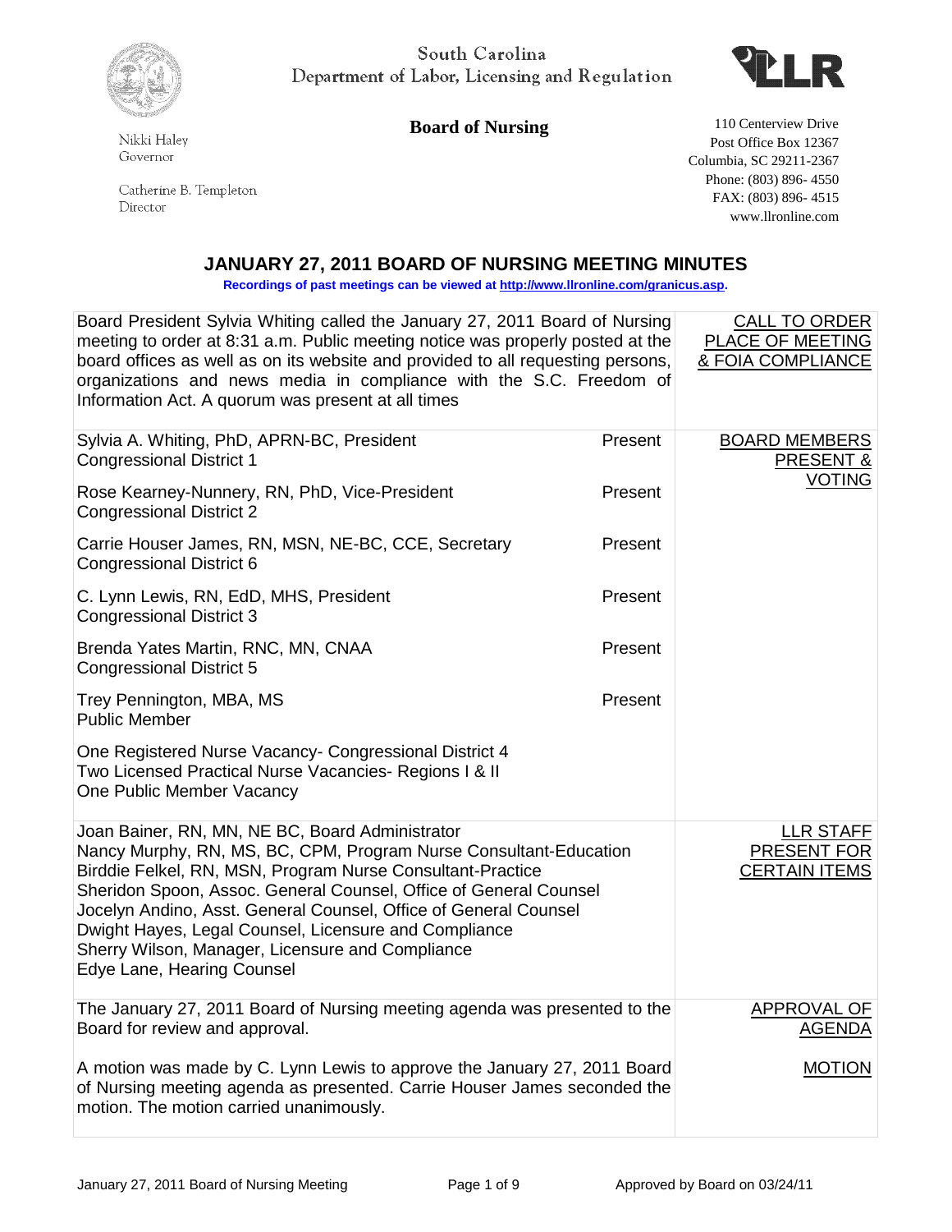South Carolina
Department of Labor, Licensing and Regulation

Nikki Haley
Governor

Catherine B. Templeton
Director

**Board of Nursing**

110 Centerview Drive
Post Office Box 12367
Columbia, SC 29211-2367
Phone: (803) 896- 4550
FAX: (803) 896- 4515
www.llronline.com

# JANUARY 27, 2011 BOARD OF NURSING MEETING MINUTES

**Recordings of past meetings can be viewed at http://www.llronline.com/granicus.asp.**

| | | |
|---|---|---|
| Board President Sylvia Whiting called the January 27, 2011 Board of Nursing meeting to order at 8:31 a.m. Public meeting notice was properly posted at the board offices as well as on its website and provided to all requesting persons, organizations and news media in compliance with the S.C. Freedom of Information Act. A quorum was present at all times | | CALL TO ORDER PLACE OF MEETING & FOIA COMPLIANCE |
| Sylvia A. Whiting, PhD, APRN-BC, President<br>Congressional District 1 | Present | BOARD MEMBERS PRESENT & VOTING |
| Rose Kearney-Nunnery, RN, PhD, Vice-President<br>Congressional District 2 | Present | |
| Carrie Houser James, RN, MSN, NE-BC, CCE, Secretary<br>Congressional District 6 | Present | |
| C. Lynn Lewis, RN, EdD, MHS, President<br>Congressional District 3 | Present | |
| Brenda Yates Martin, RNC, MN, CNAA<br>Congressional District 5 | Present | |
| Trey Pennington, MBA, MS<br>Public Member | Present | |
| One Registered Nurse Vacancy- Congressional District 4<br>Two Licensed Practical Nurse Vacancies- Regions I & II<br>One Public Member Vacancy | | |
| Joan Bainer, RN, MN, NE BC, Board Administrator<br>Nancy Murphy, RN, MS, BC, CPM, Program Nurse Consultant-Education<br>Birddie Felkel, RN, MSN, Program Nurse Consultant-Practice<br>Sheridon Spoon, Assoc. General Counsel, Office of General Counsel<br>Jocelyn Andino, Asst. General Counsel, Office of General Counsel<br>Dwight Hayes, Legal Counsel, Licensure and Compliance<br>Sherry Wilson, Manager, Licensure and Compliance<br>Edye Lane, Hearing Counsel | | LLR STAFF PRESENT FOR CERTAIN ITEMS |
| The January 27, 2011 Board of Nursing meeting agenda was presented to the Board for review and approval. | | APPROVAL OF AGENDA |
| A motion was made by C. Lynn Lewis to approve the January 27, 2011 Board of Nursing meeting agenda as presented. Carrie Houser James seconded the motion. The motion carried unanimously. | | MOTION |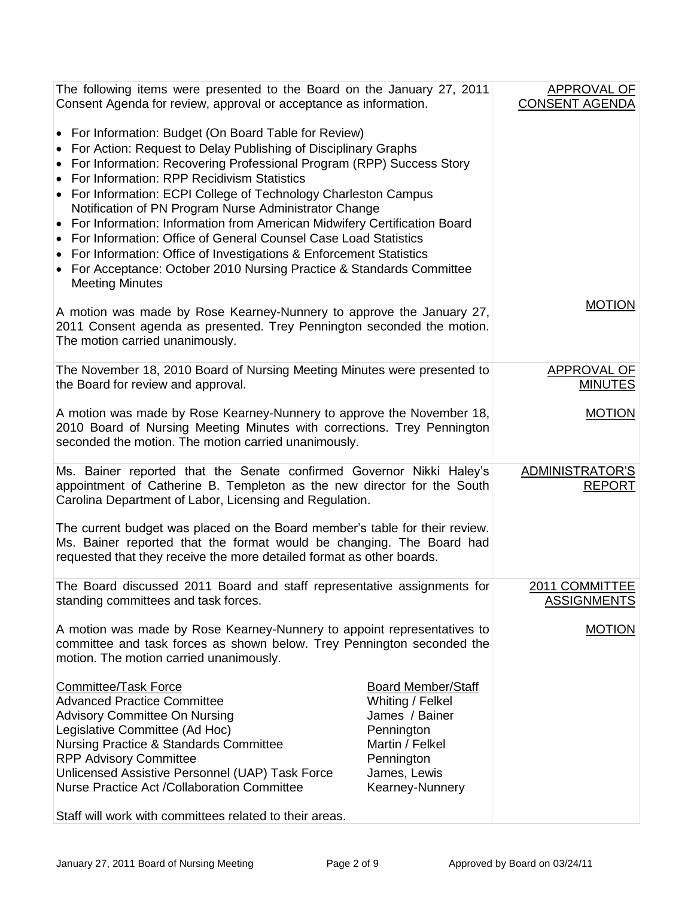| | |
|---|---|
| The following items were presented to the Board on the January 27, 2011 Consent Agenda for review, approval or acceptance as information.<br><br>• For Information: Budget (On Board Table for Review)<br>• For Action: Request to Delay Publishing of Disciplinary Graphs<br>• For Information: Recovering Professional Program (RPP) Success Story<br>• For Information: RPP Recidivism Statistics<br>• For Information: ECPI College of Technology Charleston Campus Notification of PN Program Nurse Administrator Change<br>• For Information: Information from American Midwifery Certification Board<br>• For Information: Office of General Counsel Case Load Statistics<br>• For Information: Office of Investigations & Enforcement Statistics<br>• For Acceptance: October 2010 Nursing Practice & Standards Committee Meeting Minutes | APPROVAL OF CONSENT AGENDA |
| A motion was made by Rose Kearney-Nunnery to approve the January 27, 2011 Consent agenda as presented. Trey Pennington seconded the motion. The motion carried unanimously. | MOTION |
| The November 18, 2010 Board of Nursing Meeting Minutes were presented to the Board for review and approval. | APPROVAL OF MINUTES |
| A motion was made by Rose Kearney-Nunnery to approve the November 18, 2010 Board of Nursing Meeting Minutes with corrections. Trey Pennington seconded the motion. The motion carried unanimously. | MOTION |
| Ms. Bainer reported that the Senate confirmed Governor Nikki Haley's appointment of Catherine B. Templeton as the new director for the South Carolina Department of Labor, Licensing and Regulation.<br><br>The current budget was placed on the Board member's table for their review. Ms. Bainer reported that the format would be changing. The Board had requested that they receive the more detailed format as other boards. | ADMINISTRATOR'S REPORT |
| The Board discussed 2011 Board and staff representative assignments for standing committees and task forces. | 2011 COMMITTEE ASSIGNMENTS |
| A motion was made by Rose Kearney-Nunnery to appoint representatives to committee and task forces as shown below. Trey Pennington seconded the motion. The motion carried unanimously. | MOTION |

| Committee/Task Force | Board Member/Staff |
|---|---|
| Advanced Practice Committee | Whiting / Felkel |
| Advisory Committee On Nursing | James / Bainer |
| Legislative Committee (Ad Hoc) | Pennington |
| Nursing Practice & Standards Committee | Martin / Felkel |
| RPP Advisory Committee | Pennington |
| Unlicensed Assistive Personnel (UAP) Task Force | James, Lewis |
| Nurse Practice Act /Collaboration Committee | Kearney-Nunnery |

Staff will work with committees related to their areas.

January 27, 2011 Board of Nursing Meeting — Approved by Board on 03/24/11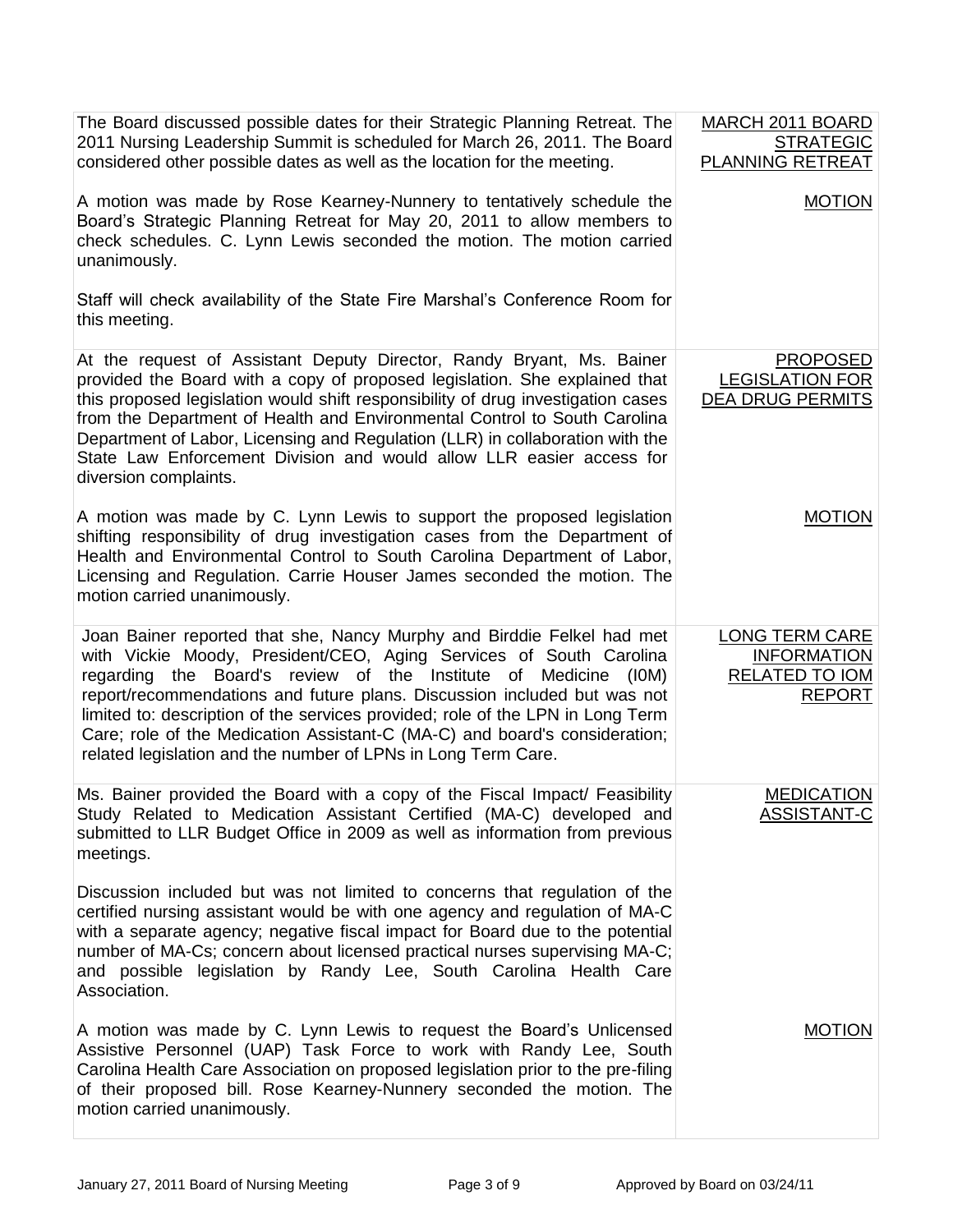| | |
|---|---|
| The Board discussed possible dates for their Strategic Planning Retreat. The 2011 Nursing Leadership Summit is scheduled for March 26, 2011. The Board considered other possible dates as well as the location for the meeting. | MARCH 2011 BOARD STRATEGIC PLANNING RETREAT |
| A motion was made by Rose Kearney-Nunnery to tentatively schedule the Board's Strategic Planning Retreat for May 20, 2011 to allow members to check schedules. C. Lynn Lewis seconded the motion. The motion carried unanimously. | MOTION |
| Staff will check availability of the State Fire Marshal's Conference Room for this meeting. | |
| At the request of Assistant Deputy Director, Randy Bryant, Ms. Bainer provided the Board with a copy of proposed legislation. She explained that this proposed legislation would shift responsibility of drug investigation cases from the Department of Health and Environmental Control to South Carolina Department of Labor, Licensing and Regulation (LLR) in collaboration with the State Law Enforcement Division and would allow LLR easier access for diversion complaints. | PROPOSED LEGISLATION FOR DEA DRUG PERMITS |
| A motion was made by C. Lynn Lewis to support the proposed legislation shifting responsibility of drug investigation cases from the Department of Health and Environmental Control to South Carolina Department of Labor, Licensing and Regulation. Carrie Houser James seconded the motion. The motion carried unanimously. | MOTION |
| Joan Bainer reported that she, Nancy Murphy and Birddie Felkel had met with Vickie Moody, President/CEO, Aging Services of South Carolina regarding the Board's review of the Institute of Medicine (I0M) report/recommendations and future plans. Discussion included but was not limited to: description of the services provided; role of the LPN in Long Term Care; role of the Medication Assistant-C (MA-C) and board's consideration; related legislation and the number of LPNs in Long Term Care. | LONG TERM CARE INFORMATION RELATED TO IOM REPORT |
| Ms. Bainer provided the Board with a copy of the Fiscal Impact/ Feasibility Study Related to Medication Assistant Certified (MA-C) developed and submitted to LLR Budget Office in 2009 as well as information from previous meetings. | MEDICATION ASSISTANT-C |
| Discussion included but was not limited to concerns that regulation of the certified nursing assistant would be with one agency and regulation of MA-C with a separate agency; negative fiscal impact for Board due to the potential number of MA-Cs; concern about licensed practical nurses supervising MA-C; and possible legislation by Randy Lee, South Carolina Health Care Association. | |
| A motion was made by C. Lynn Lewis to request the Board's Unlicensed Assistive Personnel (UAP) Task Force to work with Randy Lee, South Carolina Health Care Association on proposed legislation prior to the pre-filing of their proposed bill. Rose Kearney-Nunnery seconded the motion. The motion carried unanimously. | MOTION |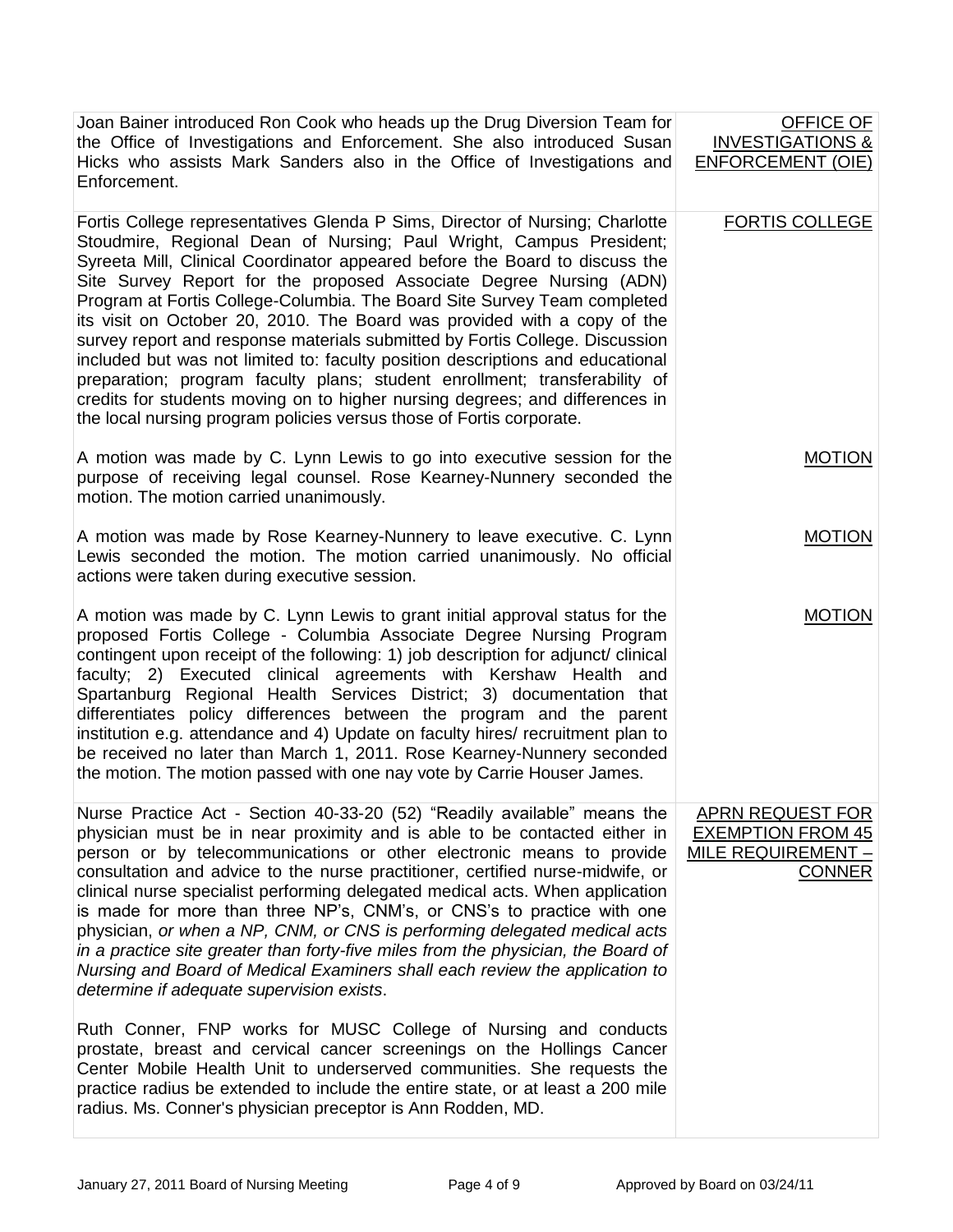| | |
|---|---|
| Joan Bainer introduced Ron Cook who heads up the Drug Diversion Team for the Office of Investigations and Enforcement. She also introduced Susan Hicks who assists Mark Sanders also in the Office of Investigations and Enforcement. | OFFICE OF INVESTIGATIONS & ENFORCEMENT (OIE) |
| Fortis College representatives Glenda P Sims, Director of Nursing; Charlotte Stoudmire, Regional Dean of Nursing; Paul Wright, Campus President; Syreeta Mill, Clinical Coordinator appeared before the Board to discuss the Site Survey Report for the proposed Associate Degree Nursing (ADN) Program at Fortis College-Columbia. The Board Site Survey Team completed its visit on October 20, 2010. The Board was provided with a copy of the survey report and response materials submitted by Fortis College. Discussion included but was not limited to: faculty position descriptions and educational preparation; program faculty plans; student enrollment; transferability of credits for students moving on to higher nursing degrees; and differences in the local nursing program policies versus those of Fortis corporate. | FORTIS COLLEGE |
| A motion was made by C. Lynn Lewis to go into executive session for the purpose of receiving legal counsel. Rose Kearney-Nunnery seconded the motion. The motion carried unanimously. | MOTION |
| A motion was made by Rose Kearney-Nunnery to leave executive. C. Lynn Lewis seconded the motion. The motion carried unanimously. No official actions were taken during executive session. | MOTION |
| A motion was made by C. Lynn Lewis to grant initial approval status for the proposed Fortis College - Columbia Associate Degree Nursing Program contingent upon receipt of the following: 1) job description for adjunct/ clinical faculty; 2) Executed clinical agreements with Kershaw Health and Spartanburg Regional Health Services District; 3) documentation that differentiates policy differences between the program and the parent institution e.g. attendance and 4) Update on faculty hires/ recruitment plan to be received no later than March 1, 2011. Rose Kearney-Nunnery seconded the motion. The motion passed with one nay vote by Carrie Houser James. | MOTION |
| Nurse Practice Act - Section 40-33-20 (52) "Readily available" means the physician must be in near proximity and is able to be contacted either in person or by telecommunications or other electronic means to provide consultation and advice to the nurse practitioner, certified nurse-midwife, or clinical nurse specialist performing delegated medical acts. When application is made for more than three NP's, CNM's, or CNS's to practice with one physician, *or when a NP, CNM, or CNS is performing delegated medical acts in a practice site greater than forty-five miles from the physician, the Board of Nursing and Board of Medical Examiners shall each review the application to determine if adequate supervision exists*.<br><br>Ruth Conner, FNP works for MUSC College of Nursing and conducts prostate, breast and cervical cancer screenings on the Hollings Cancer Center Mobile Health Unit to underserved communities. She requests the practice radius be extended to include the entire state, or at least a 200 mile radius. Ms. Conner's physician preceptor is Ann Rodden, MD. | APRN REQUEST FOR EXEMPTION FROM 45 MILE REQUIREMENT – CONNER |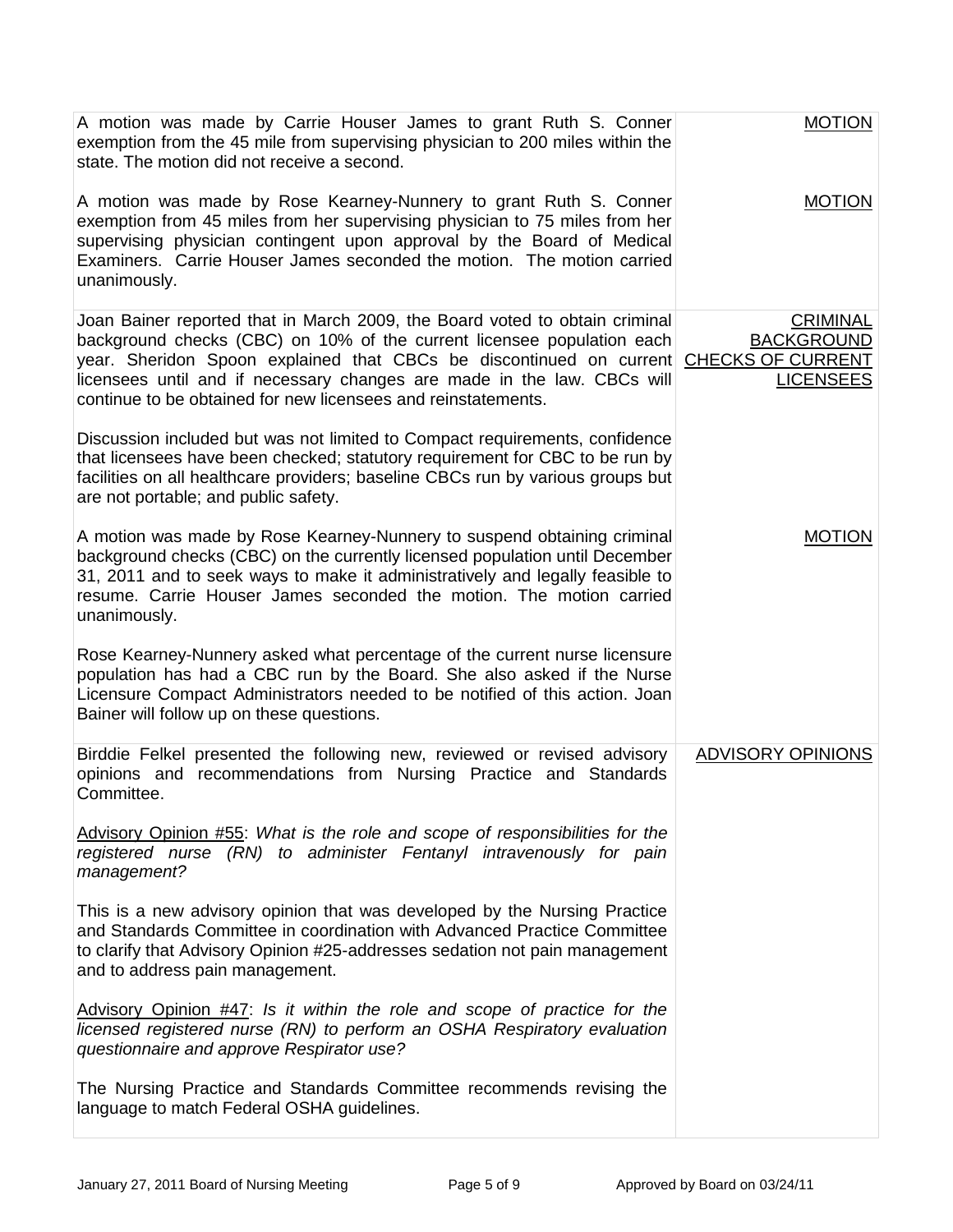| | |
|---|---|
| A motion was made by Carrie Houser James to grant Ruth S. Conner exemption from the 45 mile from supervising physician to 200 miles within the state. The motion did not receive a second. | MOTION |
| A motion was made by Rose Kearney-Nunnery to grant Ruth S. Conner exemption from 45 miles from her supervising physician to 75 miles from her supervising physician contingent upon approval by the Board of Medical Examiners. Carrie Houser James seconded the motion. The motion carried unanimously. | MOTION |
| Joan Bainer reported that in March 2009, the Board voted to obtain criminal background checks (CBC) on 10% of the current licensee population each year. Sheridon Spoon explained that CBCs be discontinued on current licensees until and if necessary changes are made in the law. CBCs will continue to be obtained for new licensees and reinstatements.<br><br>Discussion included but was not limited to Compact requirements, confidence that licensees have been checked; statutory requirement for CBC to be run by facilities on all healthcare providers; baseline CBCs run by various groups but are not portable; and public safety. | CRIMINAL BACKGROUND CHECKS OF CURRENT LICENSEES |
| A motion was made by Rose Kearney-Nunnery to suspend obtaining criminal background checks (CBC) on the currently licensed population until December 31, 2011 and to seek ways to make it administratively and legally feasible to resume. Carrie Houser James seconded the motion. The motion carried unanimously.<br><br>Rose Kearney-Nunnery asked what percentage of the current nurse licensure population has had a CBC run by the Board. She also asked if the Nurse Licensure Compact Administrators needed to be notified of this action. Joan Bainer will follow up on these questions. | MOTION |
| Birddie Felkel presented the following new, reviewed or revised advisory opinions and recommendations from Nursing Practice and Standards Committee.<br><br>Advisory Opinion #55: *What is the role and scope of responsibilities for the registered nurse (RN) to administer Fentanyl intravenously for pain management?*<br><br>This is a new advisory opinion that was developed by the Nursing Practice and Standards Committee in coordination with Advanced Practice Committee to clarify that Advisory Opinion #25-addresses sedation not pain management and to address pain management.<br><br>Advisory Opinion #47: *Is it within the role and scope of practice for the licensed registered nurse (RN) to perform an OSHA Respiratory evaluation questionnaire and approve Respirator use?*<br><br>The Nursing Practice and Standards Committee recommends revising the language to match Federal OSHA guidelines. | ADVISORY OPINIONS |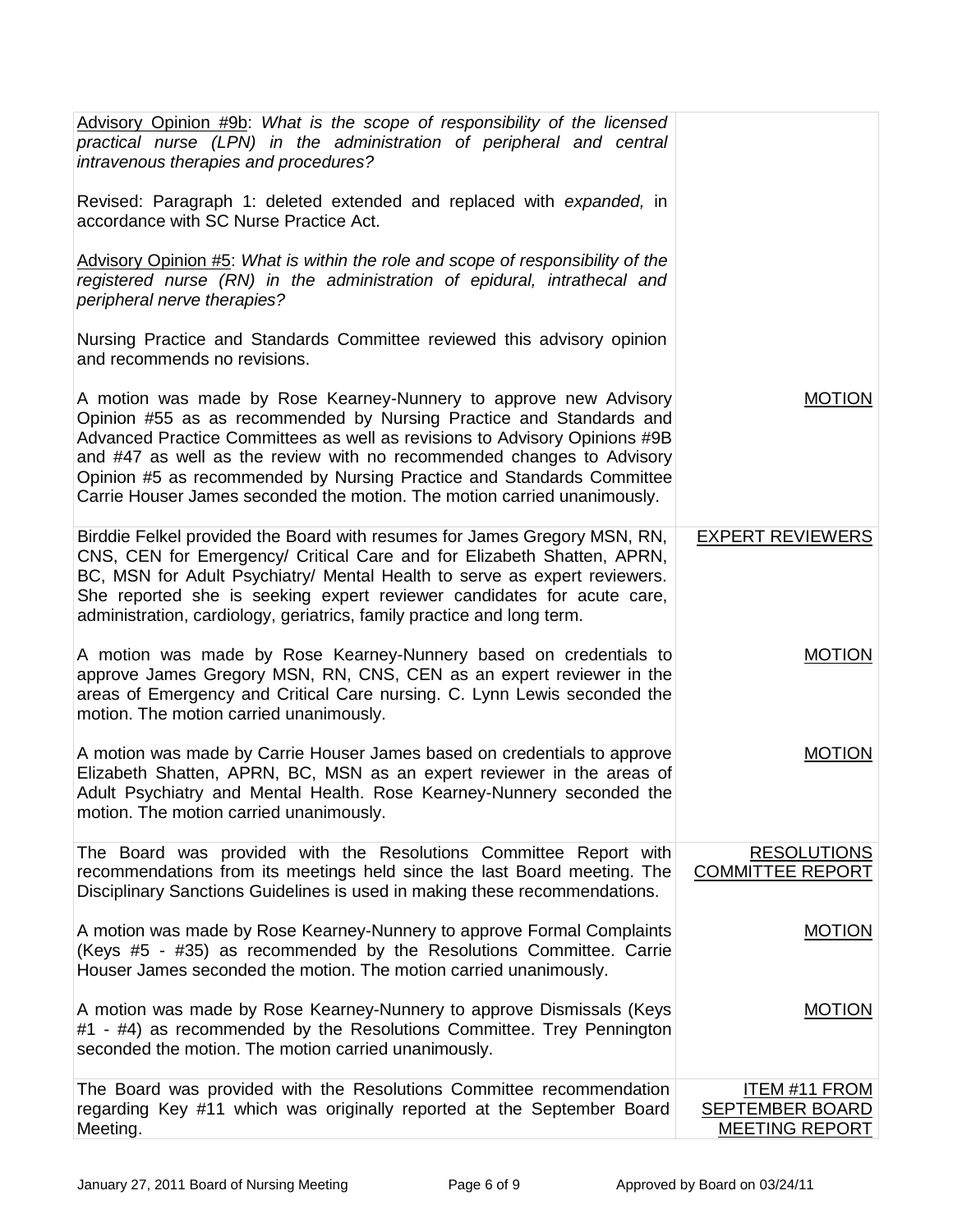| | |
|---|---|
| <u>Advisory Opinion #9b</u>: *What is the scope of responsibility of the licensed practical nurse (LPN) in the administration of peripheral and central intravenous therapies and procedures?*<br><br>Revised: Paragraph 1: deleted extended and replaced with *expanded,* in accordance with SC Nurse Practice Act.<br><br><u>Advisory Opinion #5</u>: *What is within the role and scope of responsibility of the registered nurse (RN) in the administration of epidural, intrathecal and peripheral nerve therapies?*<br><br>Nursing Practice and Standards Committee reviewed this advisory opinion and recommends no revisions. | |
| A motion was made by Rose Kearney-Nunnery to approve new Advisory Opinion #55 as as recommended by Nursing Practice and Standards and Advanced Practice Committees as well as revisions to Advisory Opinions #9B and #47 as well as the review with no recommended changes to Advisory Opinion #5 as recommended by Nursing Practice and Standards Committee Carrie Houser James seconded the motion. The motion carried unanimously. | <u>MOTION</u> |
| Birddie Felkel provided the Board with resumes for James Gregory MSN, RN, CNS, CEN for Emergency/ Critical Care and for Elizabeth Shatten, APRN, BC, MSN for Adult Psychiatry/ Mental Health to serve as expert reviewers. She reported she is seeking expert reviewer candidates for acute care, administration, cardiology, geriatrics, family practice and long term. | <u>EXPERT REVIEWERS</u> |
| A motion was made by Rose Kearney-Nunnery based on credentials to approve James Gregory MSN, RN, CNS, CEN as an expert reviewer in the areas of Emergency and Critical Care nursing. C. Lynn Lewis seconded the motion. The motion carried unanimously. | <u>MOTION</u> |
| A motion was made by Carrie Houser James based on credentials to approve Elizabeth Shatten, APRN, BC, MSN as an expert reviewer in the areas of Adult Psychiatry and Mental Health. Rose Kearney-Nunnery seconded the motion. The motion carried unanimously. | <u>MOTION</u> |
| The Board was provided with the Resolutions Committee Report with recommendations from its meetings held since the last Board meeting. The Disciplinary Sanctions Guidelines is used in making these recommendations. | <u>RESOLUTIONS COMMITTEE REPORT</u> |
| A motion was made by Rose Kearney-Nunnery to approve Formal Complaints (Keys #5 - #35) as recommended by the Resolutions Committee. Carrie Houser James seconded the motion. The motion carried unanimously. | <u>MOTION</u> |
| A motion was made by Rose Kearney-Nunnery to approve Dismissals (Keys #1 - #4) as recommended by the Resolutions Committee. Trey Pennington seconded the motion. The motion carried unanimously. | <u>MOTION</u> |
| The Board was provided with the Resolutions Committee recommendation regarding Key #11 which was originally reported at the September Board Meeting. | <u>ITEM #11 FROM SEPTEMBER BOARD MEETING REPORT</u> |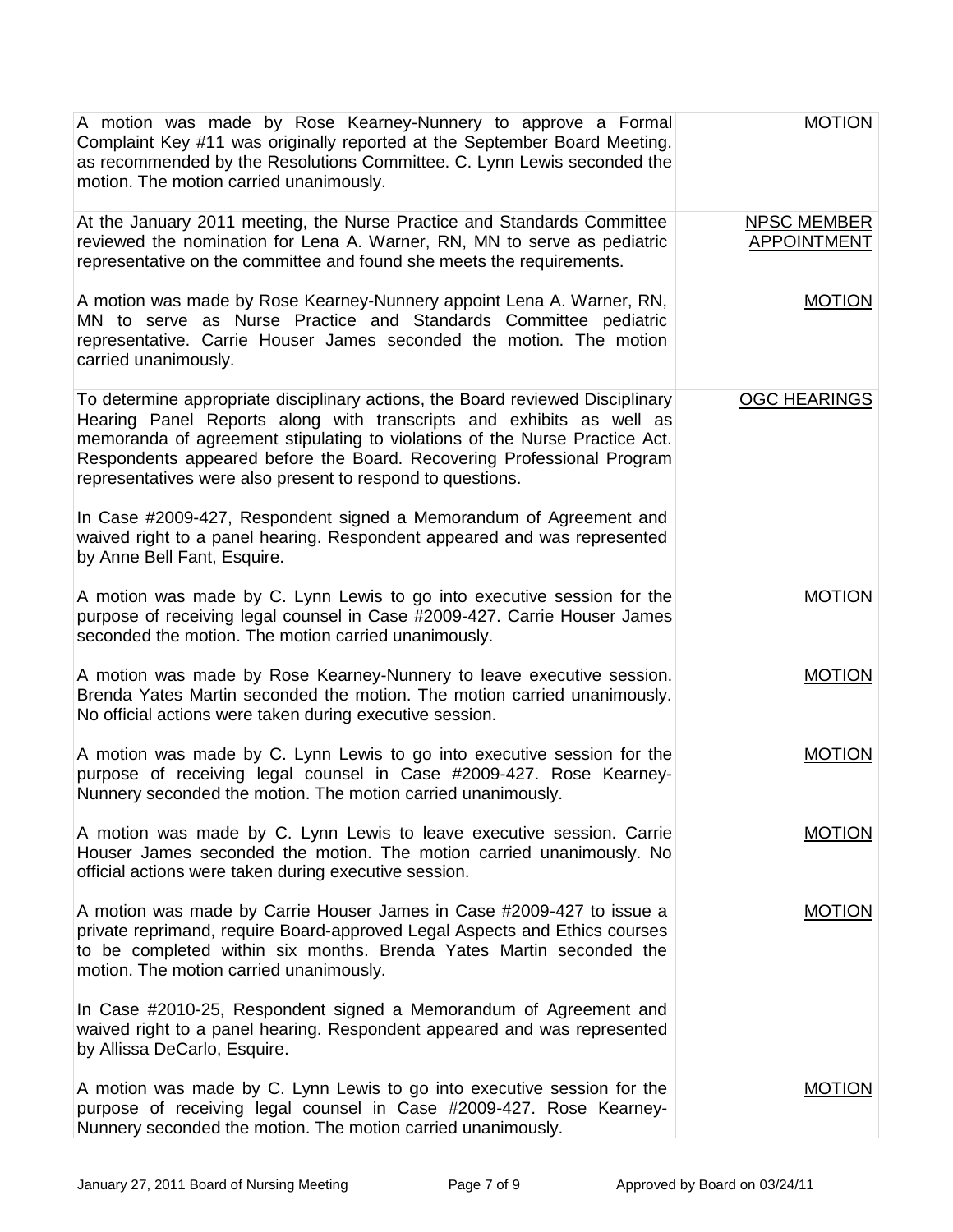| | |
|---|---|
| A motion was made by Rose Kearney-Nunnery to approve a Formal Complaint Key #11 was originally reported at the September Board Meeting. as recommended by the Resolutions Committee. C. Lynn Lewis seconded the motion. The motion carried unanimously. | MOTION |
| At the January 2011 meeting, the Nurse Practice and Standards Committee reviewed the nomination for Lena A. Warner, RN, MN to serve as pediatric representative on the committee and found she meets the requirements. | NPSC MEMBER APPOINTMENT |
| A motion was made by Rose Kearney-Nunnery appoint Lena A. Warner, RN, MN to serve as Nurse Practice and Standards Committee pediatric representative. Carrie Houser James seconded the motion. The motion carried unanimously. | MOTION |
| To determine appropriate disciplinary actions, the Board reviewed Disciplinary Hearing Panel Reports along with transcripts and exhibits as well as memoranda of agreement stipulating to violations of the Nurse Practice Act. Respondents appeared before the Board. Recovering Professional Program representatives were also present to respond to questions. | OGC HEARINGS |
| In Case #2009-427, Respondent signed a Memorandum of Agreement and waived right to a panel hearing. Respondent appeared and was represented by Anne Bell Fant, Esquire. | |
| A motion was made by C. Lynn Lewis to go into executive session for the purpose of receiving legal counsel in Case #2009-427. Carrie Houser James seconded the motion. The motion carried unanimously. | MOTION |
| A motion was made by Rose Kearney-Nunnery to leave executive session. Brenda Yates Martin seconded the motion. The motion carried unanimously. No official actions were taken during executive session. | MOTION |
| A motion was made by C. Lynn Lewis to go into executive session for the purpose of receiving legal counsel in Case #2009-427. Rose Kearney-Nunnery seconded the motion. The motion carried unanimously. | MOTION |
| A motion was made by C. Lynn Lewis to leave executive session. Carrie Houser James seconded the motion. The motion carried unanimously. No official actions were taken during executive session. | MOTION |
| A motion was made by Carrie Houser James in Case #2009-427 to issue a private reprimand, require Board-approved Legal Aspects and Ethics courses to be completed within six months. Brenda Yates Martin seconded the motion. The motion carried unanimously. | MOTION |
| In Case #2010-25, Respondent signed a Memorandum of Agreement and waived right to a panel hearing. Respondent appeared and was represented by Allissa DeCarlo, Esquire. | |
| A motion was made by C. Lynn Lewis to go into executive session for the purpose of receiving legal counsel in Case #2009-427. Rose Kearney-Nunnery seconded the motion. The motion carried unanimously. | MOTION |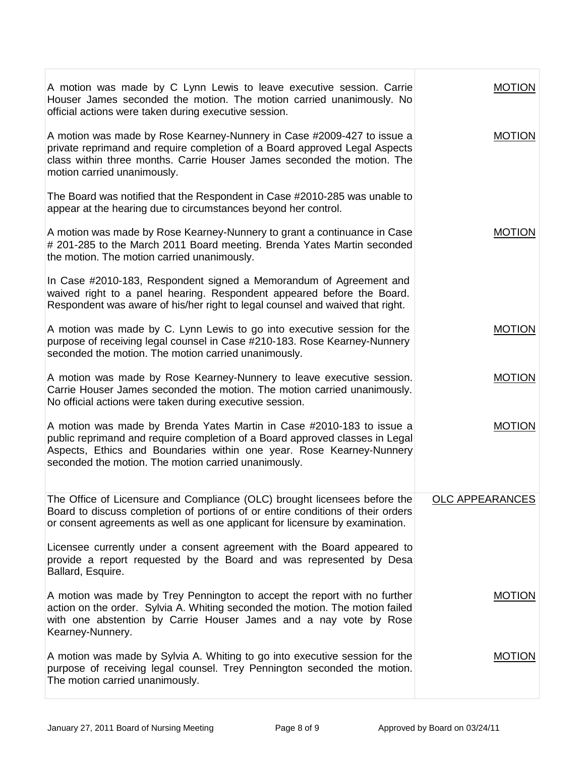| | |
|---|---|
| A motion was made by C Lynn Lewis to leave executive session. Carrie Houser James seconded the motion. The motion carried unanimously. No official actions were taken during executive session. | MOTION |
| A motion was made by Rose Kearney-Nunnery in Case #2009-427 to issue a private reprimand and require completion of a Board approved Legal Aspects class within three months. Carrie Houser James seconded the motion. The motion carried unanimously. | MOTION |
| The Board was notified that the Respondent in Case #2010-285 was unable to appear at the hearing due to circumstances beyond her control. | |
| A motion was made by Rose Kearney-Nunnery to grant a continuance in Case # 201-285 to the March 2011 Board meeting. Brenda Yates Martin seconded the motion. The motion carried unanimously. | MOTION |
| In Case #2010-183, Respondent signed a Memorandum of Agreement and waived right to a panel hearing. Respondent appeared before the Board. Respondent was aware of his/her right to legal counsel and waived that right. | |
| A motion was made by C. Lynn Lewis to go into executive session for the purpose of receiving legal counsel in Case #210-183. Rose Kearney-Nunnery seconded the motion. The motion carried unanimously. | MOTION |
| A motion was made by Rose Kearney-Nunnery to leave executive session. Carrie Houser James seconded the motion. The motion carried unanimously. No official actions were taken during executive session. | MOTION |
| A motion was made by Brenda Yates Martin in Case #2010-183 to issue a public reprimand and require completion of a Board approved classes in Legal Aspects, Ethics and Boundaries within one year. Rose Kearney-Nunnery seconded the motion. The motion carried unanimously. | MOTION |
| The Office of Licensure and Compliance (OLC) brought licensees before the Board to discuss completion of portions of or entire conditions of their orders or consent agreements as well as one applicant for licensure by examination. | OLC APPEARANCES |
| Licensee currently under a consent agreement with the Board appeared to provide a report requested by the Board and was represented by Desa Ballard, Esquire. | |
| A motion was made by Trey Pennington to accept the report with no further action on the order. Sylvia A. Whiting seconded the motion. The motion failed with one abstention by Carrie Houser James and a nay vote by Rose Kearney-Nunnery. | MOTION |
| A motion was made by Sylvia A. Whiting to go into executive session for the purpose of receiving legal counsel. Trey Pennington seconded the motion. The motion carried unanimously. | MOTION |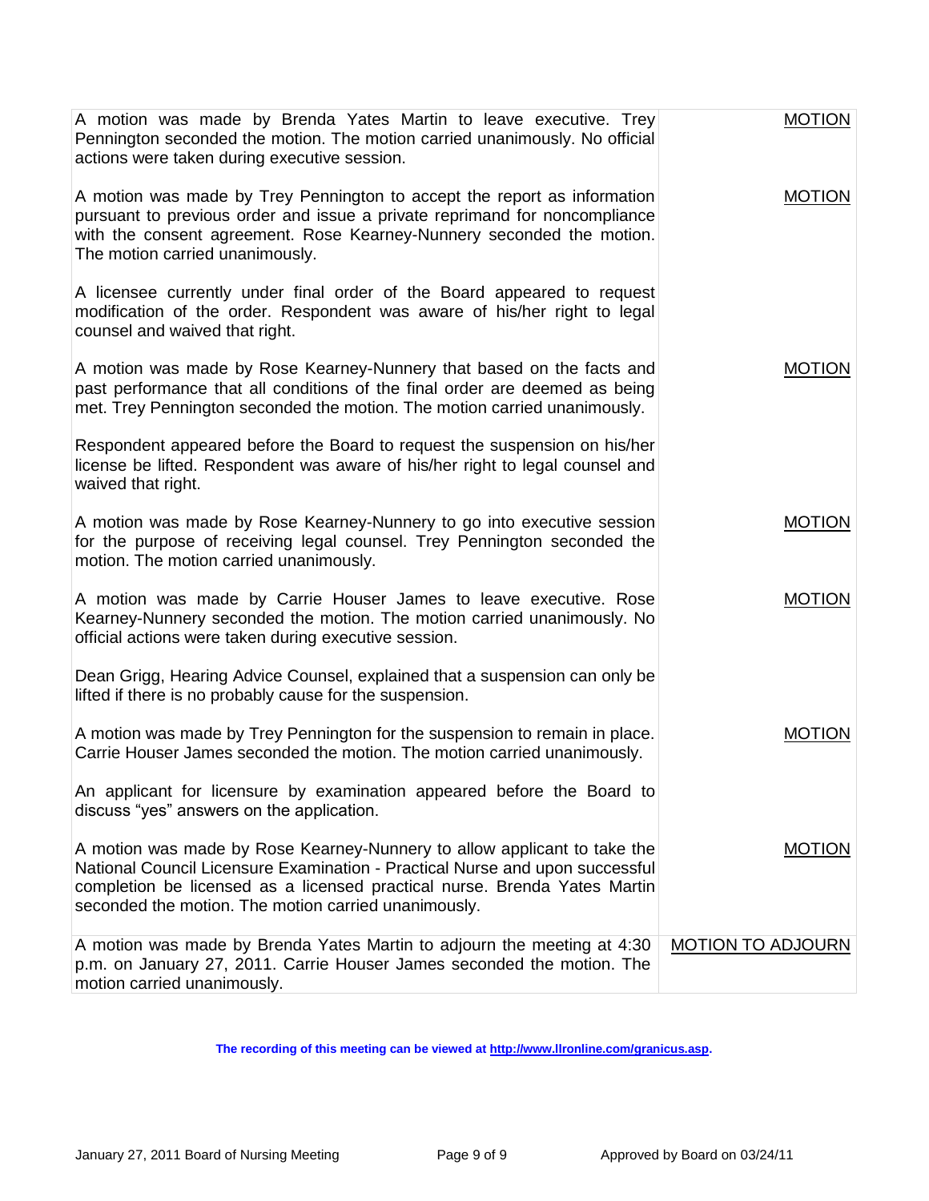| | |
|---|---|
| A motion was made by Brenda Yates Martin to leave executive. Trey Pennington seconded the motion. The motion carried unanimously. No official actions were taken during executive session. | MOTION |
| A motion was made by Trey Pennington to accept the report as information pursuant to previous order and issue a private reprimand for noncompliance with the consent agreement. Rose Kearney-Nunnery seconded the motion. The motion carried unanimously. | MOTION |
| A licensee currently under final order of the Board appeared to request modification of the order. Respondent was aware of his/her right to legal counsel and waived that right. | |
| A motion was made by Rose Kearney-Nunnery that based on the facts and past performance that all conditions of the final order are deemed as being met. Trey Pennington seconded the motion. The motion carried unanimously. | MOTION |
| Respondent appeared before the Board to request the suspension on his/her license be lifted. Respondent was aware of his/her right to legal counsel and waived that right. | |
| A motion was made by Rose Kearney-Nunnery to go into executive session for the purpose of receiving legal counsel. Trey Pennington seconded the motion. The motion carried unanimously. | MOTION |
| A motion was made by Carrie Houser James to leave executive. Rose Kearney-Nunnery seconded the motion. The motion carried unanimously. No official actions were taken during executive session. | MOTION |
| Dean Grigg, Hearing Advice Counsel, explained that a suspension can only be lifted if there is no probably cause for the suspension. | |
| A motion was made by Trey Pennington for the suspension to remain in place. Carrie Houser James seconded the motion. The motion carried unanimously. | MOTION |
| An applicant for licensure by examination appeared before the Board to discuss "yes" answers on the application. | |
| A motion was made by Rose Kearney-Nunnery to allow applicant to take the National Council Licensure Examination - Practical Nurse and upon successful completion be licensed as a licensed practical nurse. Brenda Yates Martin seconded the motion. The motion carried unanimously. | MOTION |
| A motion was made by Brenda Yates Martin to adjourn the meeting at 4:30 p.m. on January 27, 2011. Carrie Houser James seconded the motion. The motion carried unanimously. | MOTION TO ADJOURN |

**The recording of this meeting can be viewed at http://www.llronline.com/granicus.asp.**

January 27, 2011 Board of Nursing Meeting — Approved by Board on 03/24/11